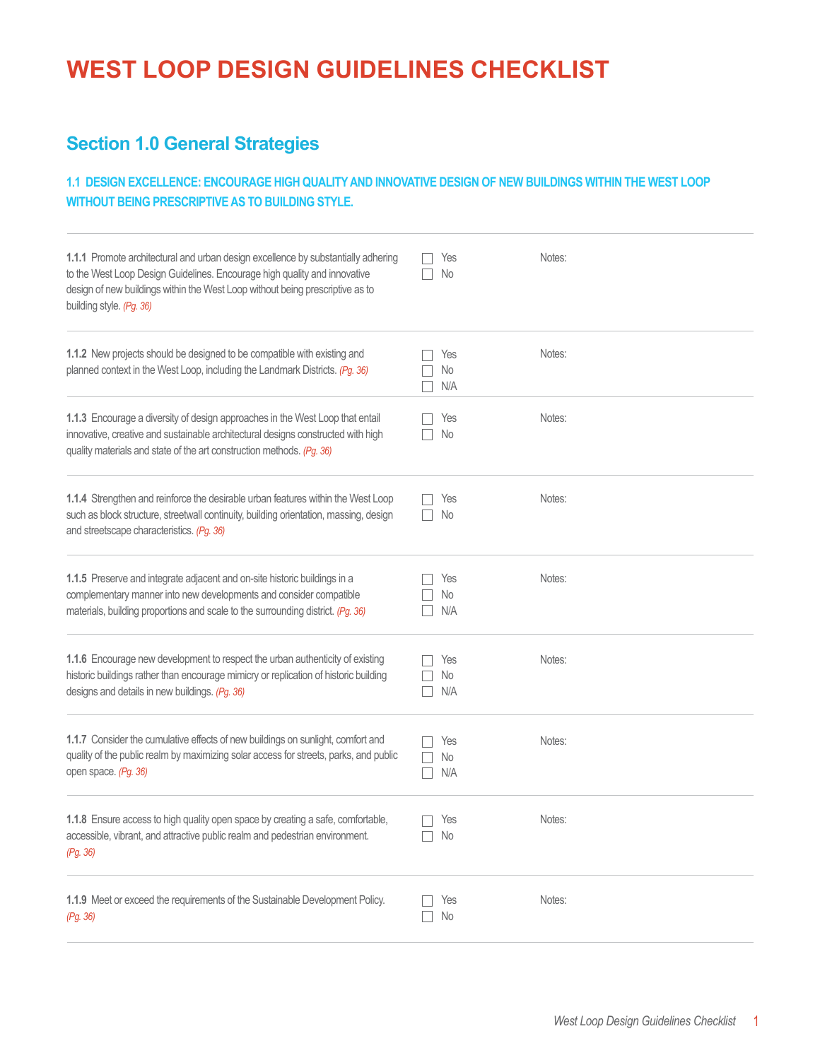# WEST LOOP DESIGN GUIDELINES CHECKLIST

## Section 1.0 General Strategies

### 1.1 DESIGN EXCELLENCE: ENCOURAGE HIGH QUALITY AND INNOVATIVE DESIGN OF NEW BUILDINGS WITHIN THE WEST LOOP WITHOUT BEING PRESCRIPTIVE AS TO BUILDING STYLE.

| Guideline | Response | Notes |
|---|---|---|
| **1.1.1** Promote architectural and urban design excellence by substantially adhering to the West Loop Design Guidelines. Encourage high quality and innovative design of new buildings within the West Loop without being prescriptive as to building style. *(Pg. 36)* | ☐ Yes<br>☐ No | Notes: |
| **1.1.2** New projects should be designed to be compatible with existing and planned context in the West Loop, including the Landmark Districts. *(Pg. 36)* | ☐ Yes<br>☐ No<br>☐ N/A | Notes: |
| **1.1.3** Encourage a diversity of design approaches in the West Loop that entail innovative, creative and sustainable architectural designs constructed with high quality materials and state of the art construction methods. *(Pg. 36)* | ☐ Yes<br>☐ No | Notes: |
| **1.1.4** Strengthen and reinforce the desirable urban features within the West Loop such as block structure, streetwall continuity, building orientation, massing, design and streetscape characteristics. *(Pg. 36)* | ☐ Yes<br>☐ No | Notes: |
| **1.1.5** Preserve and integrate adjacent and on-site historic buildings in a complementary manner into new developments and consider compatible materials, building proportions and scale to the surrounding district. *(Pg. 36)* | ☐ Yes<br>☐ No<br>☐ N/A | Notes: |
| **1.1.6** Encourage new development to respect the urban authenticity of existing historic buildings rather than encourage mimicry or replication of historic building designs and details in new buildings. *(Pg. 36)* | ☐ Yes<br>☐ No<br>☐ N/A | Notes: |
| **1.1.7** Consider the cumulative effects of new buildings on sunlight, comfort and quality of the public realm by maximizing solar access for streets, parks, and public open space. *(Pg. 36)* | ☐ Yes<br>☐ No<br>☐ N/A | Notes: |
| **1.1.8** Ensure access to high quality open space by creating a safe, comfortable, accessible, vibrant, and attractive public realm and pedestrian environment. *(Pg. 36)* | ☐ Yes<br>☐ No | Notes: |
| **1.1.9** Meet or exceed the requirements of the Sustainable Development Policy. *(Pg. 36)* | ☐ Yes<br>☐ No | Notes: |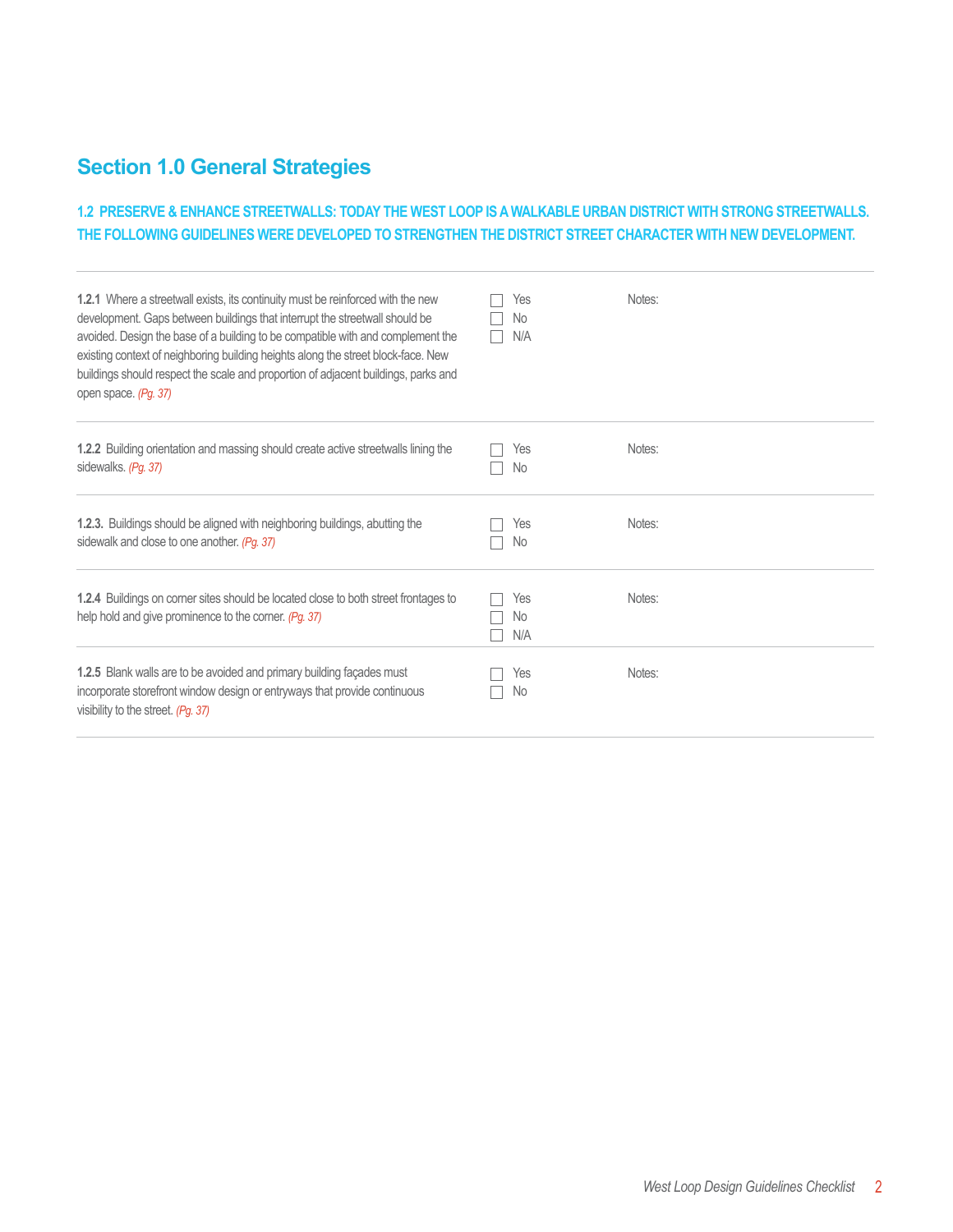## Section 1.0 General Strategies

### 1.2 PRESERVE & ENHANCE STREETWALLS: TODAY THE WEST LOOP IS A WALKABLE URBAN DISTRICT WITH STRONG STREETWALLS. THE FOLLOWING GUIDELINES WERE DEVELOPED TO STRENGTHEN THE DISTRICT STREET CHARACTER WITH NEW DEVELOPMENT.

| Guideline | | Notes |
|---|---|---|
| **1.2.1** Where a streetwall exists, its continuity must be reinforced with the new development. Gaps between buildings that interrupt the streetwall should be avoided. Design the base of a building to be compatible with and complement the existing context of neighboring building heights along the street block-face. New buildings should respect the scale and proportion of adjacent buildings, parks and open space. *(Pg. 37)* | ☐ Yes<br>☐ No<br>☐ N/A | Notes: |
| **1.2.2** Building orientation and massing should create active streetwalls lining the sidewalks. *(Pg. 37)* | ☐ Yes<br>☐ No | Notes: |
| **1.2.3.** Buildings should be aligned with neighboring buildings, abutting the sidewalk and close to one another. *(Pg. 37)* | ☐ Yes<br>☐ No | Notes: |
| **1.2.4** Buildings on corner sites should be located close to both street frontages to help hold and give prominence to the corner. *(Pg. 37)* | ☐ Yes<br>☐ No<br>☐ N/A | Notes: |
| **1.2.5** Blank walls are to be avoided and primary building façades must incorporate storefront window design or entryways that provide continuous visibility to the street. *(Pg. 37)* | ☐ Yes<br>☐ No | Notes: |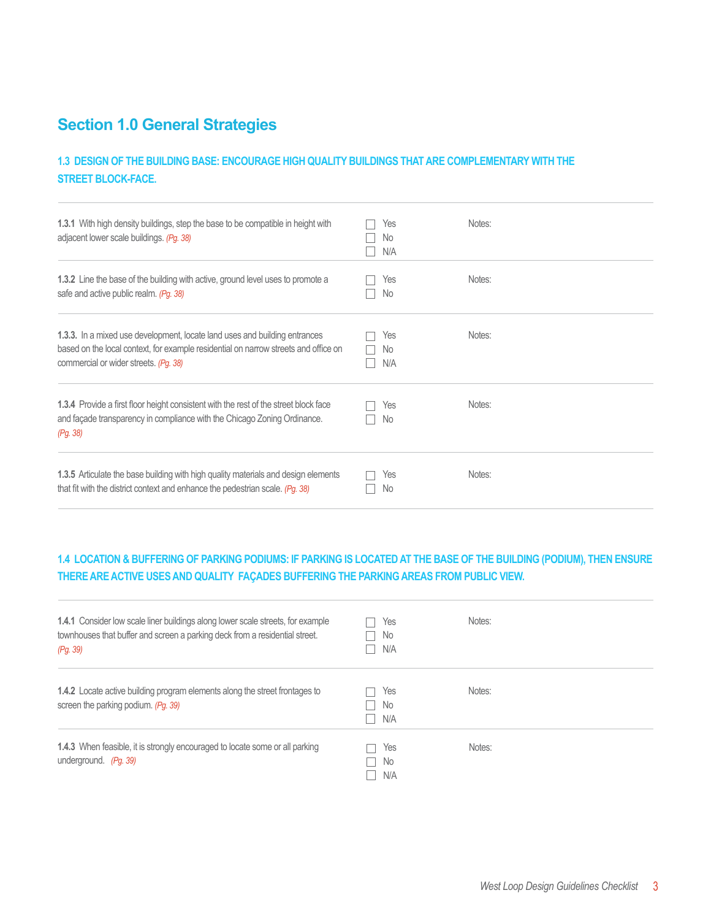## Section 1.0 General Strategies

### 1.3 DESIGN OF THE BUILDING BASE: ENCOURAGE HIGH QUALITY BUILDINGS THAT ARE COMPLEMENTARY WITH THE STREET BLOCK-FACE.

| | | |
|---|---|---|
| **1.3.1** With high density buildings, step the base to be compatible in height with adjacent lower scale buildings. *(Pg. 38)* | ☐ Yes<br>☐ No<br>☐ N/A | Notes: |
| **1.3.2** Line the base of the building with active, ground level uses to promote a safe and active public realm. *(Pg. 38)* | ☐ Yes<br>☐ No | Notes: |
| **1.3.3.** In a mixed use development, locate land uses and building entrances based on the local context, for example residential on narrow streets and office on commercial or wider streets. *(Pg. 38)* | ☐ Yes<br>☐ No<br>☐ N/A | Notes: |
| **1.3.4** Provide a first floor height consistent with the rest of the street block face and façade transparency in compliance with the Chicago Zoning Ordinance. *(Pg. 38)* | ☐ Yes<br>☐ No | Notes: |
| **1.3.5** Articulate the base building with high quality materials and design elements that fit with the district context and enhance the pedestrian scale. *(Pg. 38)* | ☐ Yes<br>☐ No | Notes: |

### 1.4 LOCATION & BUFFERING OF PARKING PODIUMS: IF PARKING IS LOCATED AT THE BASE OF THE BUILDING (PODIUM), THEN ENSURE THERE ARE ACTIVE USES AND QUALITY FAÇADES BUFFERING THE PARKING AREAS FROM PUBLIC VIEW.

| | | |
|---|---|---|
| **1.4.1** Consider low scale liner buildings along lower scale streets, for example townhouses that buffer and screen a parking deck from a residential street. *(Pg. 39)* | ☐ Yes<br>☐ No<br>☐ N/A | Notes: |
| **1.4.2** Locate active building program elements along the street frontages to screen the parking podium. *(Pg. 39)* | ☐ Yes<br>☐ No<br>☐ N/A | Notes: |
| **1.4.3** When feasible, it is strongly encouraged to locate some or all parking underground. *(Pg. 39)* | ☐ Yes<br>☐ No<br>☐ N/A | Notes: |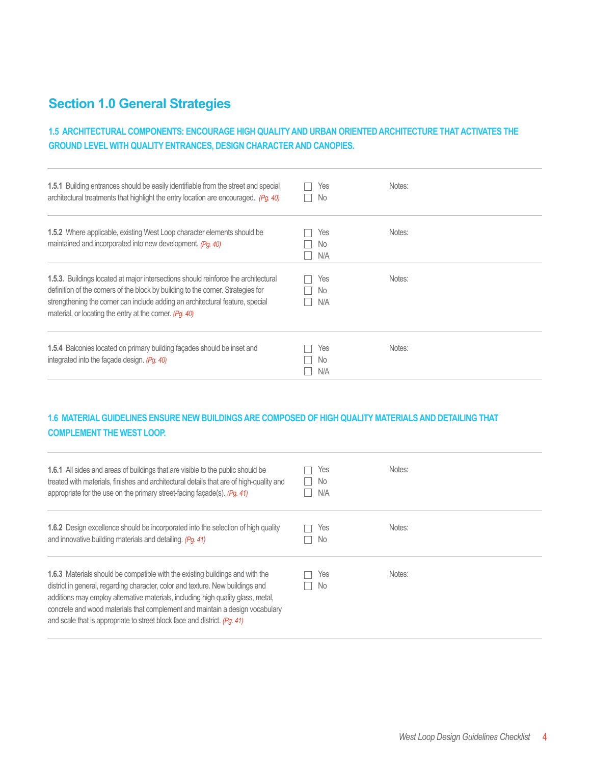## Section 1.0 General Strategies

### 1.5 ARCHITECTURAL COMPONENTS: ENCOURAGE HIGH QUALITY AND URBAN ORIENTED ARCHITECTURE THAT ACTIVATES THE GROUND LEVEL WITH QUALITY ENTRANCES, DESIGN CHARACTER AND CANOPIES.

| | | |
|---|---|---|
| **1.5.1** Building entrances should be easily identifiable from the street and special architectural treatments that highlight the entry location are encouraged. *(Pg. 40)* | ☐ Yes<br>☐ No | Notes: |
| **1.5.2** Where applicable, existing West Loop character elements should be maintained and incorporated into new development. *(Pg. 40)* | ☐ Yes<br>☐ No<br>☐ N/A | Notes: |
| **1.5.3.** Buildings located at major intersections should reinforce the architectural definition of the corners of the block by building to the corner. Strategies for strengthening the corner can include adding an architectural feature, special material, or locating the entry at the corner. *(Pg. 40)* | ☐ Yes<br>☐ No<br>☐ N/A | Notes: |
| **1.5.4** Balconies located on primary building façades should be inset and integrated into the façade design. *(Pg. 40)* | ☐ Yes<br>☐ No<br>☐ N/A | Notes: |

### 1.6 MATERIAL GUIDELINES ENSURE NEW BUILDINGS ARE COMPOSED OF HIGH QUALITY MATERIALS AND DETAILING THAT COMPLEMENT THE WEST LOOP.

| | | |
|---|---|---|
| **1.6.1** All sides and areas of buildings that are visible to the public should be treated with materials, finishes and architectural details that are of high-quality and appropriate for the use on the primary street-facing façade(s). *(Pg. 41)* | ☐ Yes<br>☐ No<br>☐ N/A | Notes: |
| **1.6.2** Design excellence should be incorporated into the selection of high quality and innovative building materials and detailing. *(Pg. 41)* | ☐ Yes<br>☐ No | Notes: |
| **1.6.3** Materials should be compatible with the existing buildings and with the district in general, regarding character, color and texture. New buildings and additions may employ alternative materials, including high quality glass, metal, concrete and wood materials that complement and maintain a design vocabulary and scale that is appropriate to street block face and district. *(Pg. 41)* | ☐ Yes<br>☐ No | Notes: |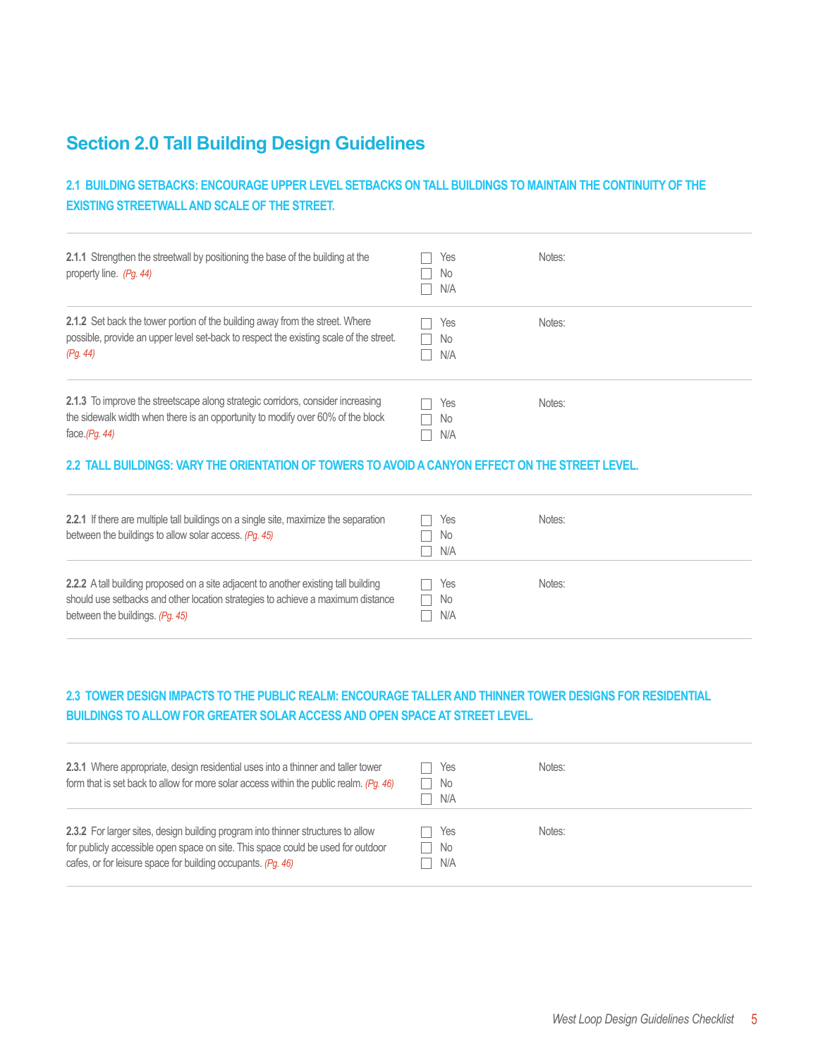## Section 2.0 Tall Building Design Guidelines

### 2.1 BUILDING SETBACKS: ENCOURAGE UPPER LEVEL SETBACKS ON TALL BUILDINGS TO MAINTAIN THE CONTINUITY OF THE EXISTING STREETWALL AND SCALE OF THE STREET.

| Guideline | Response | Notes |
|---|---|---|
| **2.1.1** Strengthen the streetwall by positioning the base of the building at the property line. *(Pg. 44)* | ☐ Yes<br>☐ No<br>☐ N/A | Notes: |
| **2.1.2** Set back the tower portion of the building away from the street. Where possible, provide an upper level set-back to respect the existing scale of the street. *(Pg. 44)* | ☐ Yes<br>☐ No<br>☐ N/A | Notes: |
| **2.1.3** To improve the streetscape along strategic corridors, consider increasing the sidewalk width when there is an opportunity to modify over 60% of the block face.*(Pg. 44)* | ☐ Yes<br>☐ No<br>☐ N/A | Notes: |

### 2.2 TALL BUILDINGS: VARY THE ORIENTATION OF TOWERS TO AVOID A CANYON EFFECT ON THE STREET LEVEL.

| Guideline | Response | Notes |
|---|---|---|
| **2.2.1** If there are multiple tall buildings on a single site, maximize the separation between the buildings to allow solar access. *(Pg. 45)* | ☐ Yes<br>☐ No<br>☐ N/A | Notes: |
| **2.2.2** A tall building proposed on a site adjacent to another existing tall building should use setbacks and other location strategies to achieve a maximum distance between the buildings. *(Pg. 45)* | ☐ Yes<br>☐ No<br>☐ N/A | Notes: |

### 2.3 TOWER DESIGN IMPACTS TO THE PUBLIC REALM: ENCOURAGE TALLER AND THINNER TOWER DESIGNS FOR RESIDENTIAL BUILDINGS TO ALLOW FOR GREATER SOLAR ACCESS AND OPEN SPACE AT STREET LEVEL.

| Guideline | Response | Notes |
|---|---|---|
| **2.3.1** Where appropriate, design residential uses into a thinner and taller tower form that is set back to allow for more solar access within the public realm. *(Pg. 46)* | ☐ Yes<br>☐ No<br>☐ N/A | Notes: |
| **2.3.2** For larger sites, design building program into thinner structures to allow for publicly accessible open space on site. This space could be used for outdoor cafes, or for leisure space for building occupants. *(Pg. 46)* | ☐ Yes<br>☐ No<br>☐ N/A | Notes: |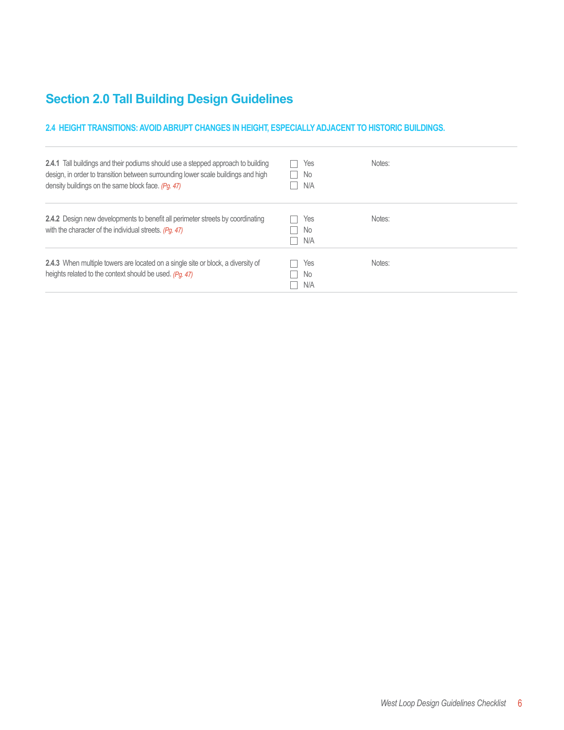# Section 2.0 Tall Building Design Guidelines

## 2.4 HEIGHT TRANSITIONS: AVOID ABRUPT CHANGES IN HEIGHT, ESPECIALLY ADJACENT TO HISTORIC BUILDINGS.

| Guideline | Response | Notes |
|---|---|---|
| **2.4.1** Tall buildings and their podiums should use a stepped approach to building design, in order to transition between surrounding lower scale buildings and high density buildings on the same block face. *(Pg. 47)* | ☐ Yes<br>☐ No<br>☐ N/A | Notes: |
| **2.4.2** Design new developments to benefit all perimeter streets by coordinating with the character of the individual streets. *(Pg. 47)* | ☐ Yes<br>☐ No<br>☐ N/A | Notes: |
| **2.4.3** When multiple towers are located on a single site or block, a diversity of heights related to the context should be used. *(Pg. 47)* | ☐ Yes<br>☐ No<br>☐ N/A | Notes: |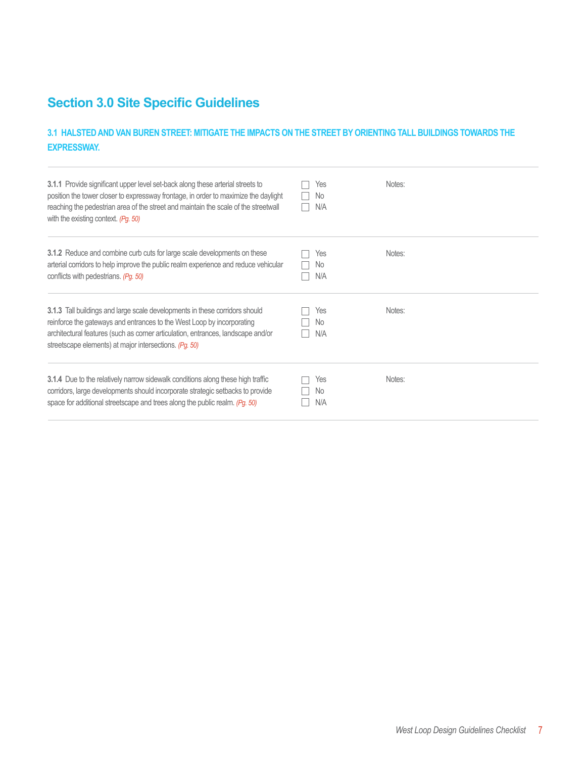# Section 3.0 Site Specific Guidelines

## 3.1 HALSTED AND VAN BUREN STREET: MITIGATE THE IMPACTS ON THE STREET BY ORIENTING TALL BUILDINGS TOWARDS THE EXPRESSWAY.

| Guideline | Response | Notes |
|---|---|---|
| **3.1.1** Provide significant upper level set-back along these arterial streets to position the tower closer to expressway frontage, in order to maximize the daylight reaching the pedestrian area of the street and maintain the scale of the streetwall with the existing context. *(Pg. 50)* | ☐ Yes<br>☐ No<br>☐ N/A | Notes: |
| **3.1.2** Reduce and combine curb cuts for large scale developments on these arterial corridors to help improve the public realm experience and reduce vehicular conflicts with pedestrians. *(Pg. 50)* | ☐ Yes<br>☐ No<br>☐ N/A | Notes: |
| **3.1.3** Tall buildings and large scale developments in these corridors should reinforce the gateways and entrances to the West Loop by incorporating architectural features (such as corner articulation, entrances, landscape and/or streetscape elements) at major intersections. *(Pg. 50)* | ☐ Yes<br>☐ No<br>☐ N/A | Notes: |
| **3.1.4** Due to the relatively narrow sidewalk conditions along these high traffic corridors, large developments should incorporate strategic setbacks to provide space for additional streetscape and trees along the public realm. *(Pg. 50)* | ☐ Yes<br>☐ No<br>☐ N/A | Notes: |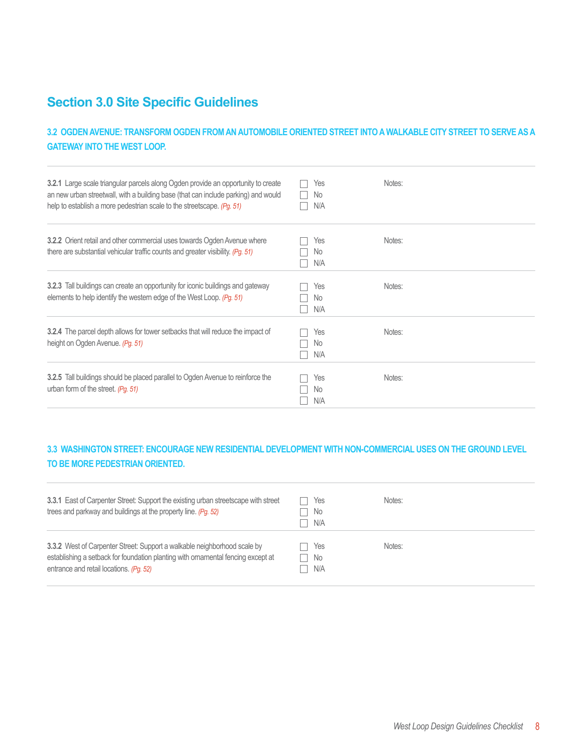## Section 3.0 Site Specific Guidelines

### 3.2 OGDEN AVENUE: TRANSFORM OGDEN FROM AN AUTOMOBILE ORIENTED STREET INTO A WALKABLE CITY STREET TO SERVE AS A GATEWAY INTO THE WEST LOOP.

| Guideline | Response | Notes |
|---|---|---|
| **3.2.1** Large scale triangular parcels along Ogden provide an opportunity to create an new urban streetwall, with a building base (that can include parking) and would help to establish a more pedestrian scale to the streetscape. *(Pg. 51)* | ☐ Yes<br>☐ No<br>☐ N/A | Notes: |
| **3.2.2** Orient retail and other commercial uses towards Ogden Avenue where there are substantial vehicular traffic counts and greater visibility. *(Pg. 51)* | ☐ Yes<br>☐ No<br>☐ N/A | Notes: |
| **3.2.3** Tall buildings can create an opportunity for iconic buildings and gateway elements to help identify the western edge of the West Loop. *(Pg. 51)* | ☐ Yes<br>☐ No<br>☐ N/A | Notes: |
| **3.2.4** The parcel depth allows for tower setbacks that will reduce the impact of height on Ogden Avenue. *(Pg. 51)* | ☐ Yes<br>☐ No<br>☐ N/A | Notes: |
| **3.2.5** Tall buildings should be placed parallel to Ogden Avenue to reinforce the urban form of the street. *(Pg. 51)* | ☐ Yes<br>☐ No<br>☐ N/A | Notes: |

### 3.3 WASHINGTON STREET: ENCOURAGE NEW RESIDENTIAL DEVELOPMENT WITH NON-COMMERCIAL USES ON THE GROUND LEVEL TO BE MORE PEDESTRIAN ORIENTED.

| Guideline | Response | Notes |
|---|---|---|
| **3.3.1** East of Carpenter Street: Support the existing urban streetscape with street trees and parkway and buildings at the property line. *(Pg. 52)* | ☐ Yes<br>☐ No<br>☐ N/A | Notes: |
| **3.3.2** West of Carpenter Street: Support a walkable neighborhood scale by establishing a setback for foundation planting with ornamental fencing except at entrance and retail locations. *(Pg. 52)* | ☐ Yes<br>☐ No<br>☐ N/A | Notes: |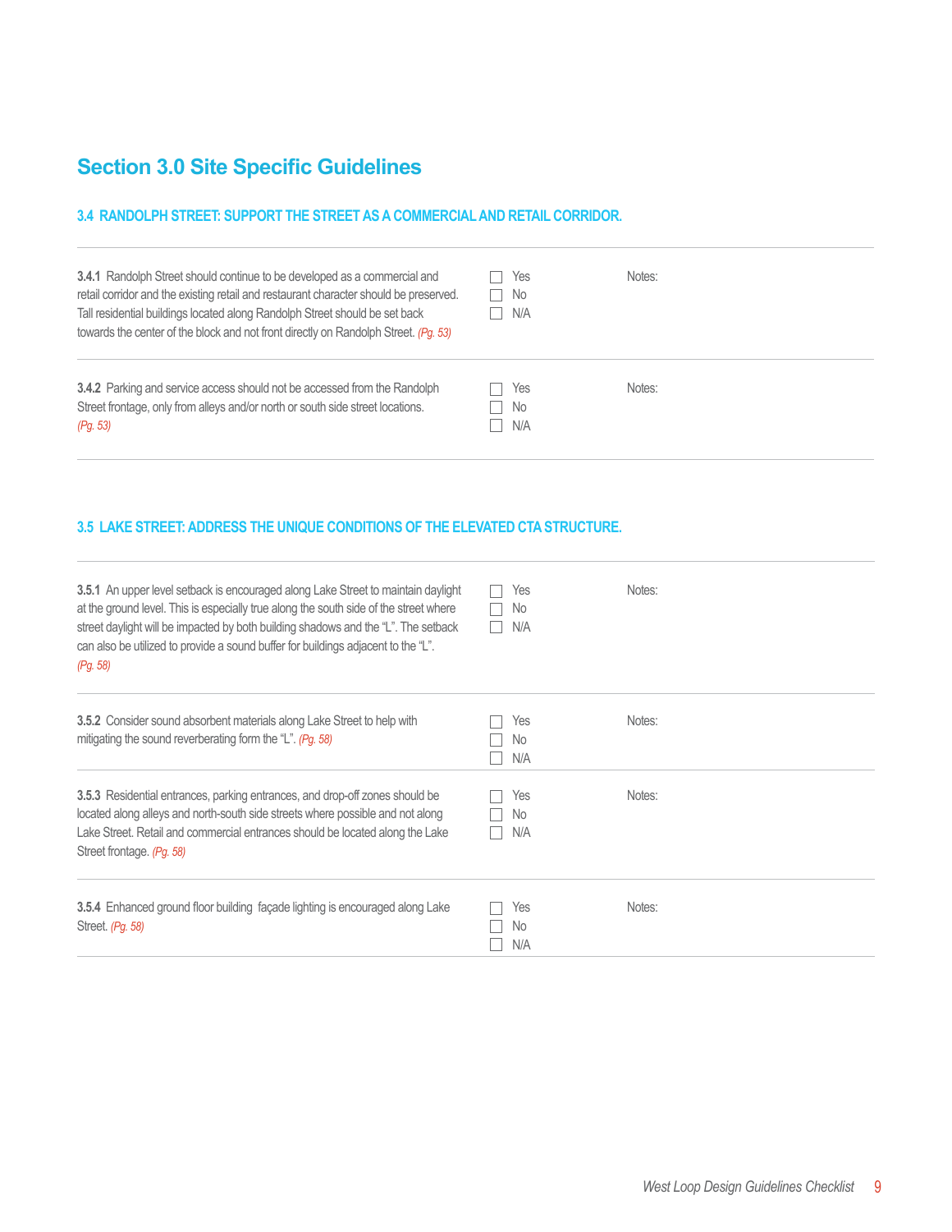## Section 3.0 Site Specific Guidelines

### 3.4 RANDOLPH STREET: SUPPORT THE STREET AS A COMMERCIAL AND RETAIL CORRIDOR.

| Guideline | | Notes |
|---|---|---|
| **3.4.1** Randolph Street should continue to be developed as a commercial and retail corridor and the existing retail and restaurant character should be preserved. Tall residential buildings located along Randolph Street should be set back towards the center of the block and not front directly on Randolph Street. *(Pg. 53)* | ☐ Yes<br>☐ No<br>☐ N/A | Notes: |
| **3.4.2** Parking and service access should not be accessed from the Randolph Street frontage, only from alleys and/or north or south side street locations. *(Pg. 53)* | ☐ Yes<br>☐ No<br>☐ N/A | Notes: |

### 3.5 LAKE STREET: ADDRESS THE UNIQUE CONDITIONS OF THE ELEVATED CTA STRUCTURE.

| Guideline | | Notes |
|---|---|---|
| **3.5.1** An upper level setback is encouraged along Lake Street to maintain daylight at the ground level. This is especially true along the south side of the street where street daylight will be impacted by both building shadows and the "L". The setback can also be utilized to provide a sound buffer for buildings adjacent to the "L". *(Pg. 58)* | ☐ Yes<br>☐ No<br>☐ N/A | Notes: |
| **3.5.2** Consider sound absorbent materials along Lake Street to help with mitigating the sound reverberating form the "L". *(Pg. 58)* | ☐ Yes<br>☐ No<br>☐ N/A | Notes: |
| **3.5.3** Residential entrances, parking entrances, and drop-off zones should be located along alleys and north-south side streets where possible and not along Lake Street. Retail and commercial entrances should be located along the Lake Street frontage. *(Pg. 58)* | ☐ Yes<br>☐ No<br>☐ N/A | Notes: |
| **3.5.4** Enhanced ground floor building façade lighting is encouraged along Lake Street. *(Pg. 58)* | ☐ Yes<br>☐ No<br>☐ N/A | Notes: |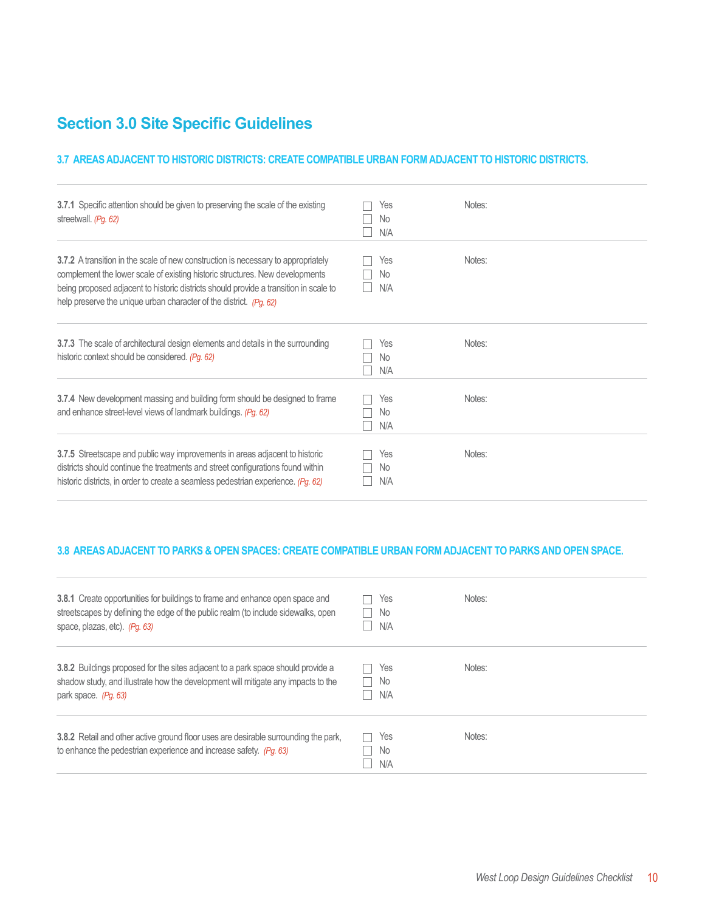# Section 3.0 Site Specific Guidelines

## 3.7 AREAS ADJACENT TO HISTORIC DISTRICTS: CREATE COMPATIBLE URBAN FORM ADJACENT TO HISTORIC DISTRICTS.

| Guideline | Response | Notes |
|---|---|---|
| **3.7.1** Specific attention should be given to preserving the scale of the existing streetwall. *(Pg. 62)* | ☐ Yes<br>☐ No<br>☐ N/A | Notes: |
| **3.7.2** A transition in the scale of new construction is necessary to appropriately complement the lower scale of existing historic structures. New developments being proposed adjacent to historic districts should provide a transition in scale to help preserve the unique urban character of the district. *(Pg. 62)* | ☐ Yes<br>☐ No<br>☐ N/A | Notes: |
| **3.7.3** The scale of architectural design elements and details in the surrounding historic context should be considered. *(Pg. 62)* | ☐ Yes<br>☐ No<br>☐ N/A | Notes: |
| **3.7.4** New development massing and building form should be designed to frame and enhance street-level views of landmark buildings. *(Pg. 62)* | ☐ Yes<br>☐ No<br>☐ N/A | Notes: |
| **3.7.5** Streetscape and public way improvements in areas adjacent to historic districts should continue the treatments and street configurations found within historic districts, in order to create a seamless pedestrian experience. *(Pg. 62)* | ☐ Yes<br>☐ No<br>☐ N/A | Notes: |

## 3.8 AREAS ADJACENT TO PARKS & OPEN SPACES: CREATE COMPATIBLE URBAN FORM ADJACENT TO PARKS AND OPEN SPACE.

| Guideline | Response | Notes |
|---|---|---|
| **3.8.1** Create opportunities for buildings to frame and enhance open space and streetscapes by defining the edge of the public realm (to include sidewalks, open space, plazas, etc). *(Pg. 63)* | ☐ Yes<br>☐ No<br>☐ N/A | Notes: |
| **3.8.2** Buildings proposed for the sites adjacent to a park space should provide a shadow study, and illustrate how the development will mitigate any impacts to the park space. *(Pg. 63)* | ☐ Yes<br>☐ No<br>☐ N/A | Notes: |
| **3.8.2** Retail and other active ground floor uses are desirable surrounding the park, to enhance the pedestrian experience and increase safety. *(Pg. 63)* | ☐ Yes<br>☐ No<br>☐ N/A | Notes: |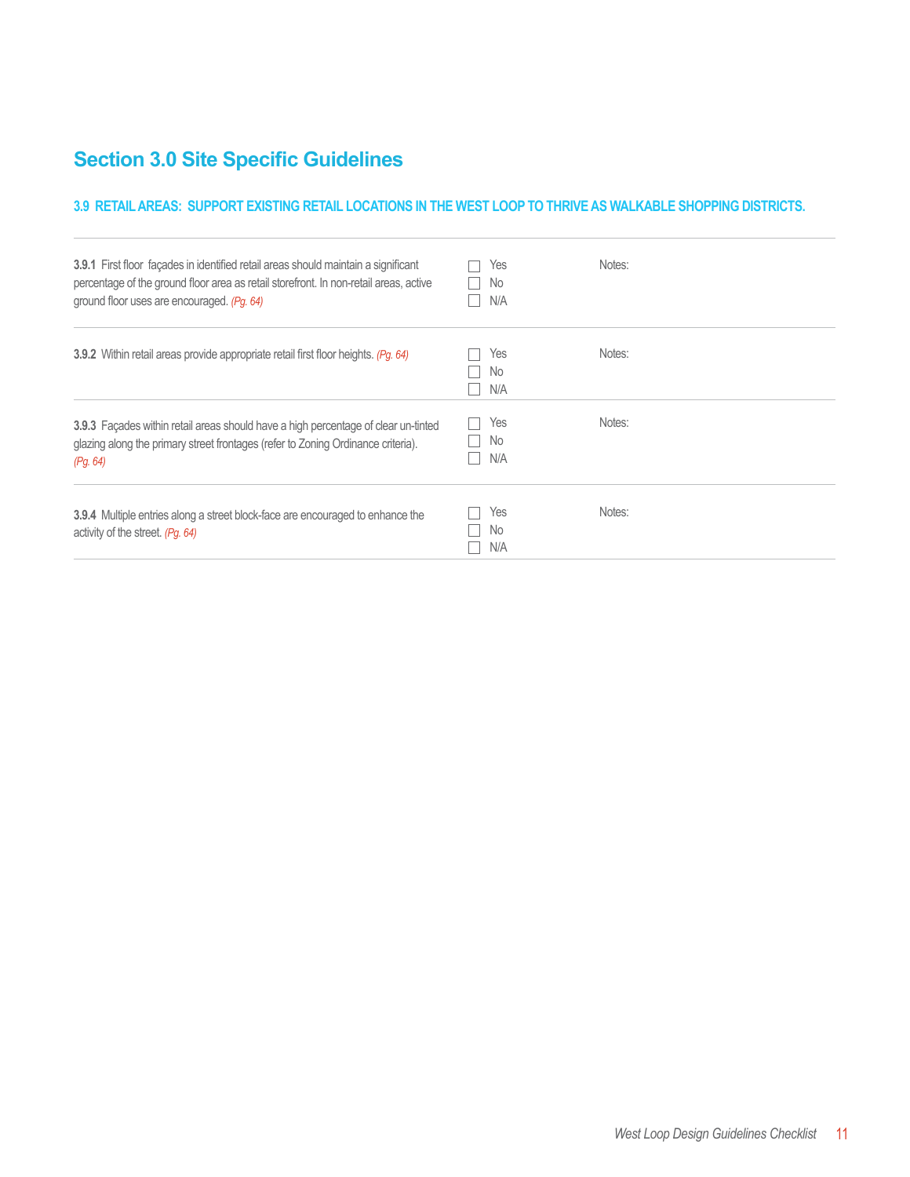## Section 3.0 Site Specific Guidelines

### 3.9 RETAIL AREAS: SUPPORT EXISTING RETAIL LOCATIONS IN THE WEST LOOP TO THRIVE AS WALKABLE SHOPPING DISTRICTS.

| Guideline | | Notes |
|---|---|---|
| **3.9.1** First floor façades in identified retail areas should maintain a significant percentage of the ground floor area as retail storefront. In non-retail areas, active ground floor uses are encouraged. *(Pg. 64)* | ☐ Yes<br>☐ No<br>☐ N/A | Notes: |
| **3.9.2** Within retail areas provide appropriate retail first floor heights. *(Pg. 64)* | ☐ Yes<br>☐ No<br>☐ N/A | Notes: |
| **3.9.3** Façades within retail areas should have a high percentage of clear un-tinted glazing along the primary street frontages (refer to Zoning Ordinance criteria). *(Pg. 64)* | ☐ Yes<br>☐ No<br>☐ N/A | Notes: |
| **3.9.4** Multiple entries along a street block-face are encouraged to enhance the activity of the street. *(Pg. 64)* | ☐ Yes<br>☐ No<br>☐ N/A | Notes: |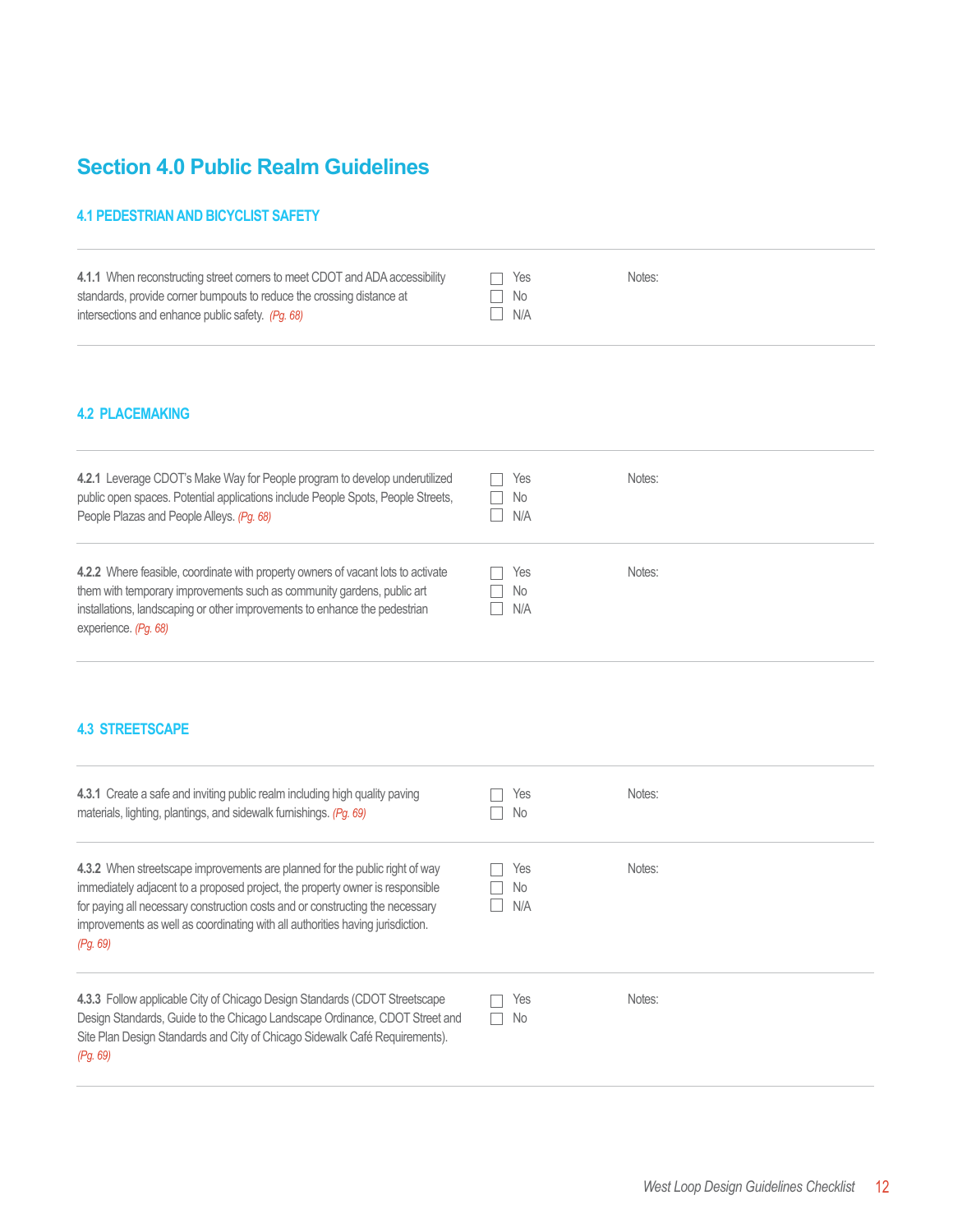# Section 4.0 Public Realm Guidelines

## 4.1 PEDESTRIAN AND BICYCLIST SAFETY

| Guideline | Response | Notes |
|---|---|---|
| **4.1.1** When reconstructing street corners to meet CDOT and ADA accessibility standards, provide corner bumpouts to reduce the crossing distance at intersections and enhance public safety. *(Pg. 68)* | ☐ Yes ☐ No ☐ N/A | Notes: |

## 4.2 PLACEMAKING

| Guideline | Response | Notes |
|---|---|---|
| **4.2.1** Leverage CDOT's Make Way for People program to develop underutilized public open spaces. Potential applications include People Spots, People Streets, People Plazas and People Alleys. *(Pg. 68)* | ☐ Yes ☐ No ☐ N/A | Notes: |
| **4.2.2** Where feasible, coordinate with property owners of vacant lots to activate them with temporary improvements such as community gardens, public art installations, landscaping or other improvements to enhance the pedestrian experience. *(Pg. 68)* | ☐ Yes ☐ No ☐ N/A | Notes: |

## 4.3 STREETSCAPE

| Guideline | Response | Notes |
|---|---|---|
| **4.3.1** Create a safe and inviting public realm including high quality paving materials, lighting, plantings, and sidewalk furnishings. *(Pg. 69)* | ☐ Yes ☐ No | Notes: |
| **4.3.2** When streetscape improvements are planned for the public right of way immediately adjacent to a proposed project, the property owner is responsible for paying all necessary construction costs and or constructing the necessary improvements as well as coordinating with all authorities having jurisdiction. *(Pg. 69)* | ☐ Yes ☐ No ☐ N/A | Notes: |
| **4.3.3** Follow applicable City of Chicago Design Standards (CDOT Streetscape Design Standards, Guide to the Chicago Landscape Ordinance, CDOT Street and Site Plan Design Standards and City of Chicago Sidewalk Café Requirements). *(Pg. 69)* | ☐ Yes ☐ No | Notes: |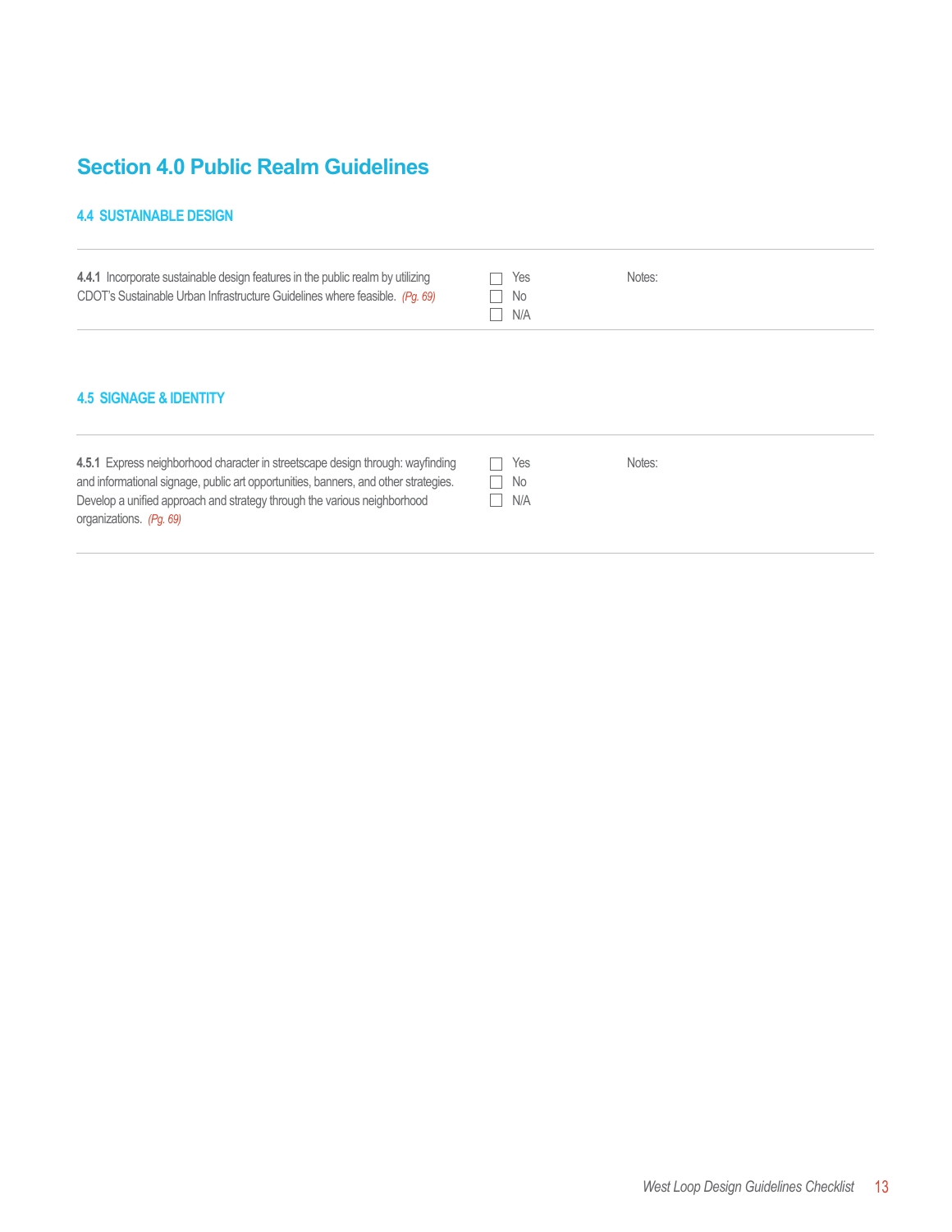# Section 4.0 Public Realm Guidelines

## 4.4 SUSTAINABLE DESIGN

| Guideline | Response | Notes |
|---|---|---|
| **4.4.1** Incorporate sustainable design features in the public realm by utilizing CDOT's Sustainable Urban Infrastructure Guidelines where feasible. *(Pg. 69)* | ☐ Yes<br>☐ No<br>☐ N/A | Notes: |

## 4.5 SIGNAGE & IDENTITY

| Guideline | Response | Notes |
|---|---|---|
| **4.5.1** Express neighborhood character in streetscape design through: wayfinding and informational signage, public art opportunities, banners, and other strategies. Develop a unified approach and strategy through the various neighborhood organizations. *(Pg. 69)* | ☐ Yes<br>☐ No<br>☐ N/A | Notes: |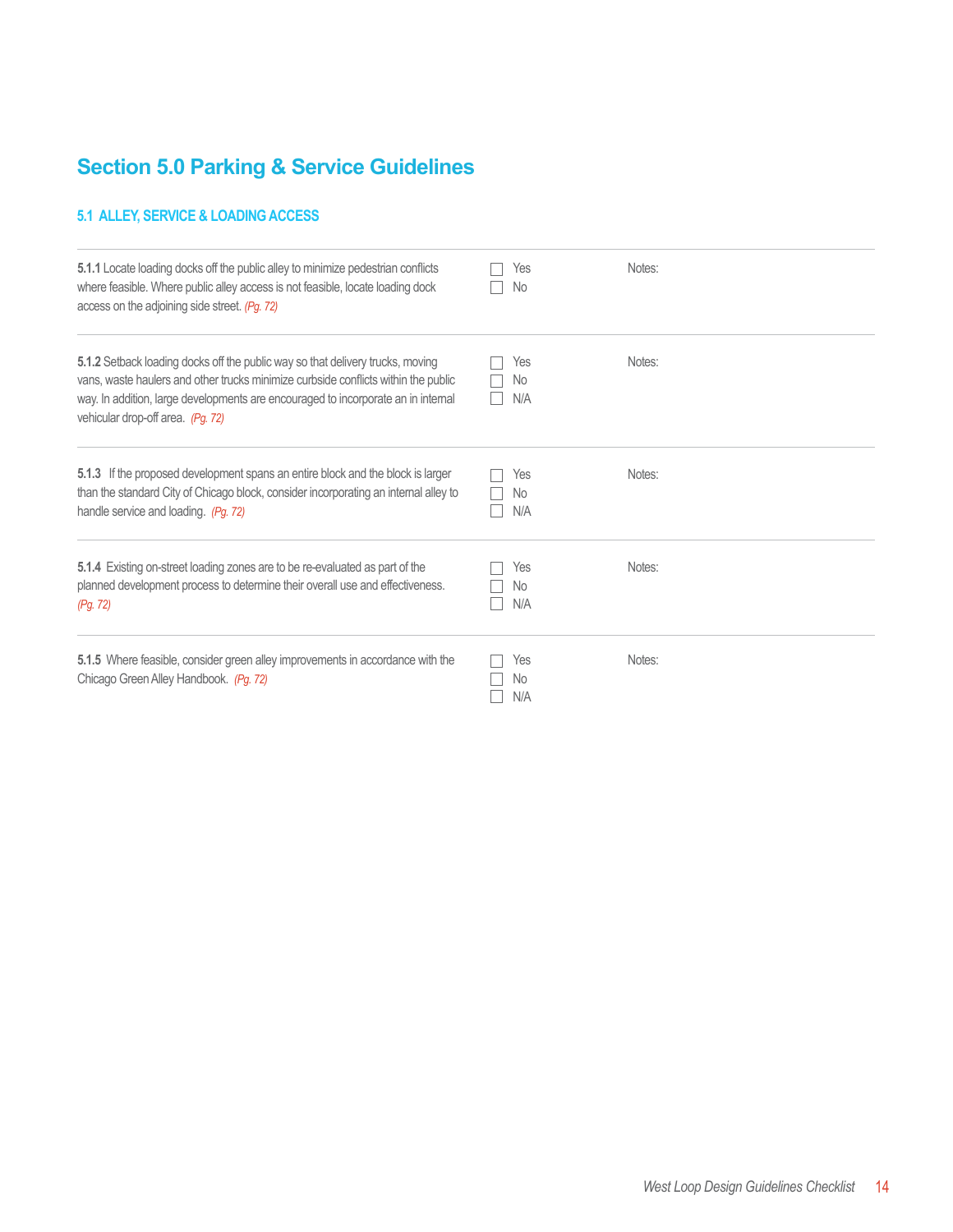# Section 5.0 Parking & Service Guidelines

## 5.1 ALLEY, SERVICE & LOADING ACCESS

| Guideline | Response | Notes |
|---|---|---|
| **5.1.1** Locate loading docks off the public alley to minimize pedestrian conflicts where feasible. Where public alley access is not feasible, locate loading dock access on the adjoining side street. *(Pg. 72)* | ☐ Yes<br>☐ No | Notes: |
| **5.1.2** Setback loading docks off the public way so that delivery trucks, moving vans, waste haulers and other trucks minimize curbside conflicts within the public way. In addition, large developments are encouraged to incorporate an in internal vehicular drop-off area. *(Pg. 72)* | ☐ Yes<br>☐ No<br>☐ N/A | Notes: |
| **5.1.3** If the proposed development spans an entire block and the block is larger than the standard City of Chicago block, consider incorporating an internal alley to handle service and loading. *(Pg. 72)* | ☐ Yes<br>☐ No<br>☐ N/A | Notes: |
| **5.1.4** Existing on-street loading zones are to be re-evaluated as part of the planned development process to determine their overall use and effectiveness. *(Pg. 72)* | ☐ Yes<br>☐ No<br>☐ N/A | Notes: |
| **5.1.5** Where feasible, consider green alley improvements in accordance with the Chicago Green Alley Handbook. *(Pg. 72)* | ☐ Yes<br>☐ No<br>☐ N/A | Notes: |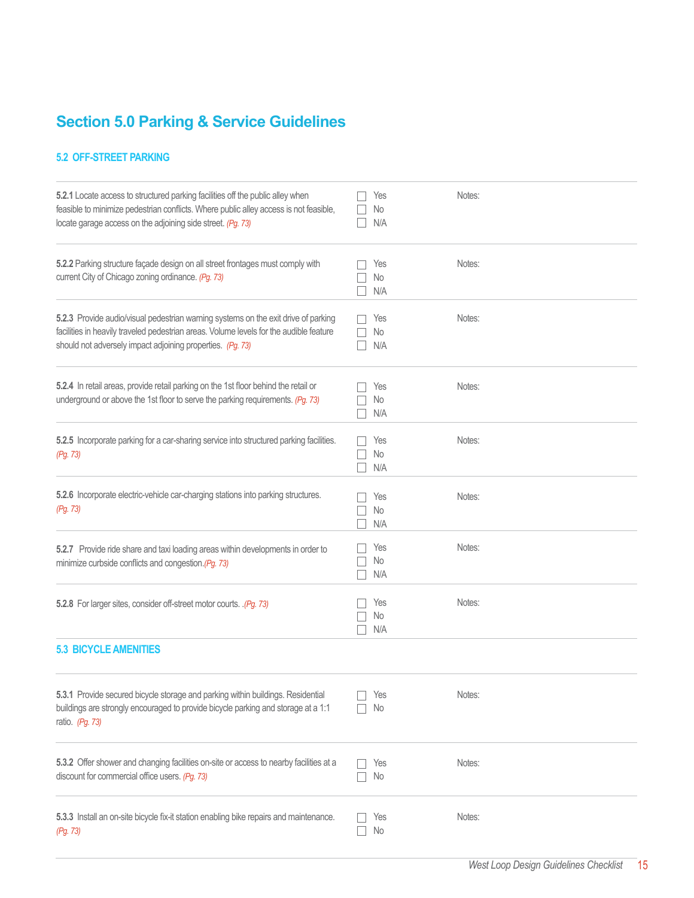# Section 5.0 Parking & Service Guidelines

## 5.2 OFF-STREET PARKING

| | | |
|---|---|---|
| **5.2.1** Locate access to structured parking facilities off the public alley when feasible to minimize pedestrian conflicts. Where public alley access is not feasible, locate garage access on the adjoining side street. *(Pg. 73)* | ☐ Yes<br>☐ No<br>☐ N/A | Notes: |
| **5.2.2** Parking structure façade design on all street frontages must comply with current City of Chicago zoning ordinance. *(Pg. 73)* | ☐ Yes<br>☐ No<br>☐ N/A | Notes: |
| **5.2.3** Provide audio/visual pedestrian warning systems on the exit drive of parking facilities in heavily traveled pedestrian areas. Volume levels for the audible feature should not adversely impact adjoining properties. *(Pg. 73)* | ☐ Yes<br>☐ No<br>☐ N/A | Notes: |
| **5.2.4** In retail areas, provide retail parking on the 1st floor behind the retail or underground or above the 1st floor to serve the parking requirements. *(Pg. 73)* | ☐ Yes<br>☐ No<br>☐ N/A | Notes: |
| **5.2.5** Incorporate parking for a car-sharing service into structured parking facilities. *(Pg. 73)* | ☐ Yes<br>☐ No<br>☐ N/A | Notes: |
| **5.2.6** Incorporate electric-vehicle car-charging stations into parking structures. *(Pg. 73)* | ☐ Yes<br>☐ No<br>☐ N/A | Notes: |
| **5.2.7** Provide ride share and taxi loading areas within developments in order to minimize curbside conflicts and congestion.*(Pg. 73)* | ☐ Yes<br>☐ No<br>☐ N/A | Notes: |
| **5.2.8** For larger sites, consider off-street motor courts. .*(Pg. 73)* | ☐ Yes<br>☐ No<br>☐ N/A | Notes: |

## 5.3 BICYCLE AMENITIES

| | | |
|---|---|---|
| **5.3.1** Provide secured bicycle storage and parking within buildings. Residential buildings are strongly encouraged to provide bicycle parking and storage at a 1:1 ratio. *(Pg. 73)* | ☐ Yes<br>☐ No | Notes: |
| **5.3.2** Offer shower and changing facilities on-site or access to nearby facilities at a discount for commercial office users. *(Pg. 73)* | ☐ Yes<br>☐ No | Notes: |
| **5.3.3** Install an on-site bicycle fix-it station enabling bike repairs and maintenance. *(Pg. 73)* | ☐ Yes<br>☐ No | Notes: |